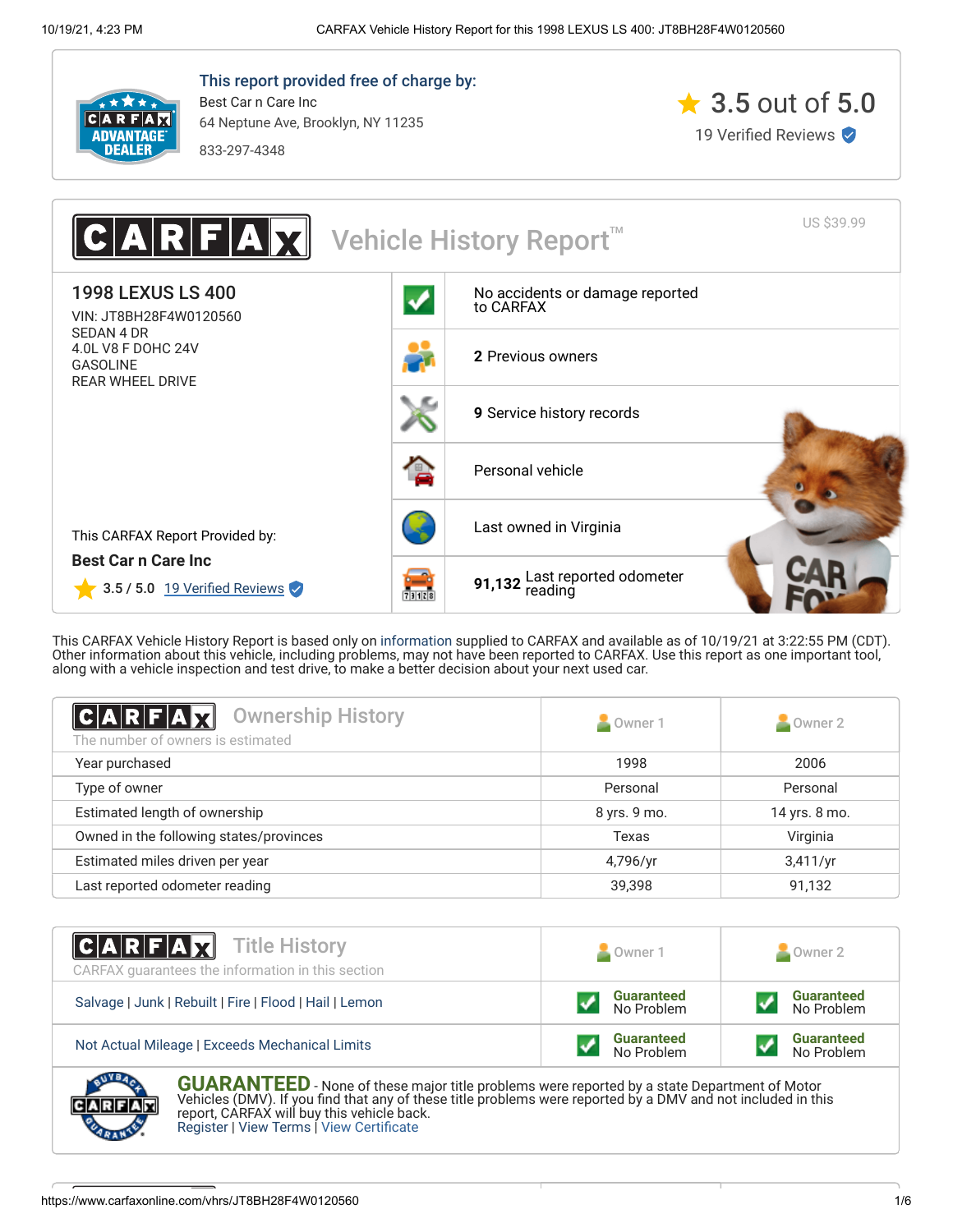**This report provided free of charge by:**

Best Car n Care Inc
64 Neptune Ave, Brooklyn, NY 11235
833-297-4348

3.5 out of 5.0
19 Verified Reviews

# CARFAX Vehicle History Report™

US $39.99

## 1998 LEXUS LS 400

VIN: JT8BH28F4W0120560
SEDAN 4 DR
4.0L V8 F DOHC 24V
GASOLINE
REAR WHEEL DRIVE

- No accidents or damage reported to CARFAX
- **2** Previous owners
- **9** Service history records
- Personal vehicle
- Last owned in Virginia
- **91,132** Last reported odometer reading

This CARFAX Report Provided by:
**Best Car n Care Inc**
3.5 / 5.0 19 Verified Reviews

This CARFAX Vehicle History Report is based only on information supplied to CARFAX and available as of 10/19/21 at 3:22:55 PM (CDT). Other information about this vehicle, including problems, may not have been reported to CARFAX. Use this report as one important tool, along with a vehicle inspection and test drive, to make a better decision about your next used car.

## CARFAX Ownership History

The number of owners is estimated

| | Owner 1 | Owner 2 |
|---|---|---|
| Year purchased | 1998 | 2006 |
| Type of owner | Personal | Personal |
| Estimated length of ownership | 8 yrs. 9 mo. | 14 yrs. 8 mo. |
| Owned in the following states/provinces | Texas | Virginia |
| Estimated miles driven per year | 4,796/yr | 3,411/yr |
| Last reported odometer reading | 39,398 | 91,132 |

## CARFAX Title History

CARFAX guarantees the information in this section

| | Owner 1 | Owner 2 |
|---|---|---|
| Salvage \| Junk \| Rebuilt \| Fire \| Flood \| Hail \| Lemon | Guaranteed No Problem | Guaranteed No Problem |
| Not Actual Mileage \| Exceeds Mechanical Limits | Guaranteed No Problem | Guaranteed No Problem |

**GUARANTEED** - None of these major title problems were reported by a state Department of Motor Vehicles (DMV). If you find that any of these title problems were reported by a DMV and not included in this report, CARFAX will buy this vehicle back.
Register | View Terms | View Certificate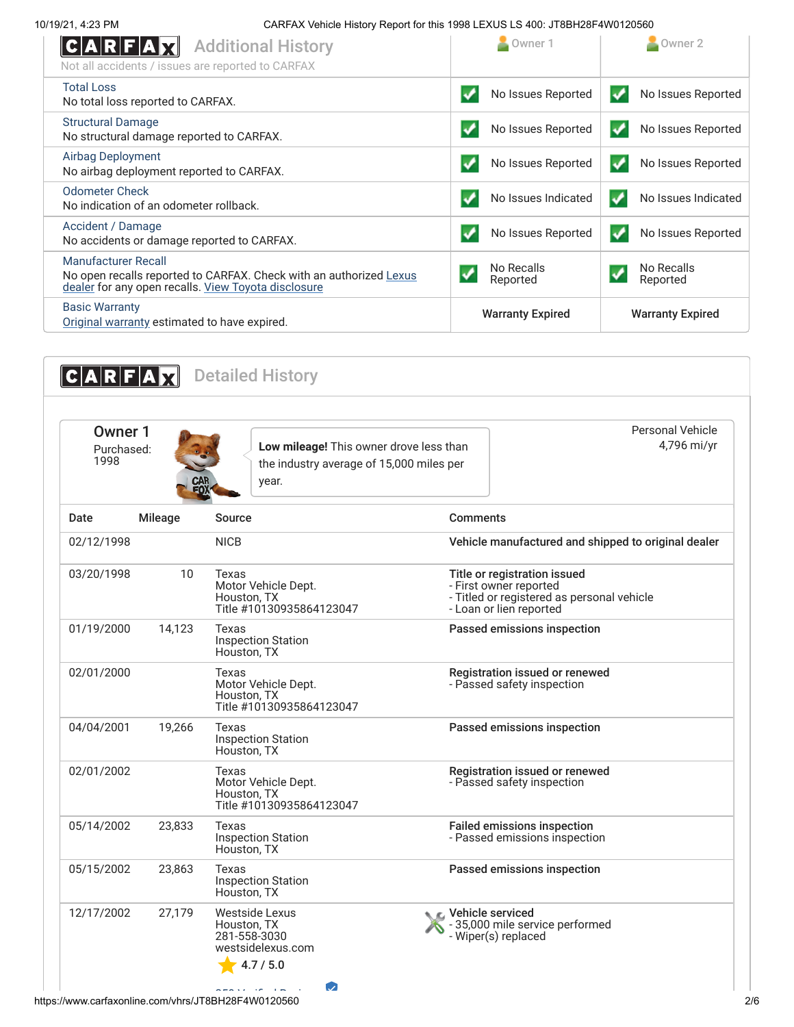## CARFAX Additional History

Not all accidents / issues are reported to CARFAX

| | Owner 1 | Owner 2 |
|---|---|---|
| **Total Loss**<br>No total loss reported to CARFAX. | No Issues Reported | No Issues Reported |
| **Structural Damage**<br>No structural damage reported to CARFAX. | No Issues Reported | No Issues Reported |
| **Airbag Deployment**<br>No airbag deployment reported to CARFAX. | No Issues Reported | No Issues Reported |
| **Odometer Check**<br>No indication of an odometer rollback. | No Issues Indicated | No Issues Indicated |
| **Accident / Damage**<br>No accidents or damage reported to CARFAX. | No Issues Reported | No Issues Reported |
| **Manufacturer Recall**<br>No open recalls reported to CARFAX. Check with an authorized Lexus dealer for any open recalls. View Toyota disclosure | No Recalls Reported | No Recalls Reported |
| **Basic Warranty**<br>Original warranty estimated to have expired. | Warranty Expired | Warranty Expired |

## CARFAX Detailed History

### Owner 1

Purchased: 1998

**Low mileage!** This owner drove less than the industry average of 15,000 miles per year.

Personal Vehicle
4,796 mi/yr

| Date | Mileage | Source | Comments |
|---|---|---|---|
| 02/12/1998 | | NICB | **Vehicle manufactured and shipped to original dealer** |
| 03/20/1998 | 10 | Texas<br>Motor Vehicle Dept.<br>Houston, TX<br>Title #10130935864123047 | **Title or registration issued**<br>- First owner reported<br>- Titled or registered as personal vehicle<br>- Loan or lien reported |
| 01/19/2000 | 14,123 | Texas<br>Inspection Station<br>Houston, TX | **Passed emissions inspection** |
| 02/01/2000 | | Texas<br>Motor Vehicle Dept.<br>Houston, TX<br>Title #10130935864123047 | **Registration issued or renewed**<br>- Passed safety inspection |
| 04/04/2001 | 19,266 | Texas<br>Inspection Station<br>Houston, TX | **Passed emissions inspection** |
| 02/01/2002 | | Texas<br>Motor Vehicle Dept.<br>Houston, TX<br>Title #10130935864123047 | **Registration issued or renewed**<br>- Passed safety inspection |
| 05/14/2002 | 23,833 | Texas<br>Inspection Station<br>Houston, TX | **Failed emissions inspection**<br>- Passed emissions inspection |
| 05/15/2002 | 23,863 | Texas<br>Inspection Station<br>Houston, TX | **Passed emissions inspection** |
| 12/17/2002 | 27,179 | Westside Lexus<br>Houston, TX<br>281-558-3030<br>westsidelexus.com<br>4.7 / 5.0 | **Vehicle serviced**<br>- 35,000 mile service performed<br>- Wiper(s) replaced |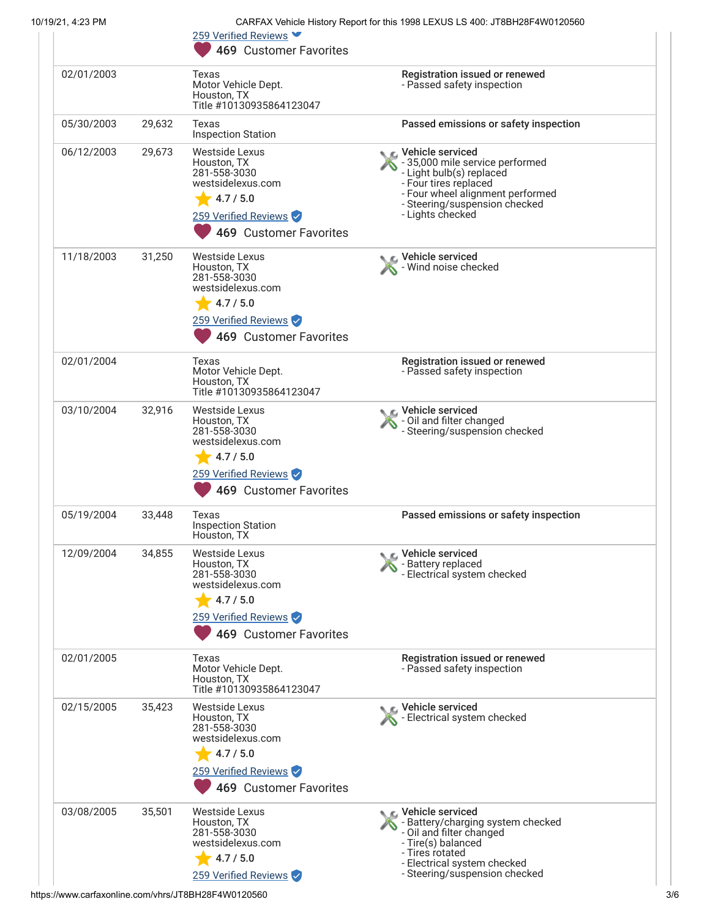| | | | |
|---|---|---|---|
| | | 259 Verified Reviews<br>469 Customer Favorites | |
| 02/01/2003 | | Texas<br>Motor Vehicle Dept.<br>Houston, TX<br>Title #10130935864123047 | **Registration issued or renewed**<br>- Passed safety inspection |
| 05/30/2003 | 29,632 | Texas<br>Inspection Station | **Passed emissions or safety inspection** |
| 06/12/2003 | 29,673 | Westside Lexus<br>Houston, TX<br>281-558-3030<br>westsidelexus.com<br>4.7 / 5.0<br>259 Verified Reviews<br>469 Customer Favorites | **Vehicle serviced**<br>- 35,000 mile service performed<br>- Light bulb(s) replaced<br>- Four tires replaced<br>- Four wheel alignment performed<br>- Steering/suspension checked<br>- Lights checked |
| 11/18/2003 | 31,250 | Westside Lexus<br>Houston, TX<br>281-558-3030<br>westsidelexus.com<br>4.7 / 5.0<br>259 Verified Reviews<br>469 Customer Favorites | **Vehicle serviced**<br>- Wind noise checked |
| 02/01/2004 | | Texas<br>Motor Vehicle Dept.<br>Houston, TX<br>Title #10130935864123047 | **Registration issued or renewed**<br>- Passed safety inspection |
| 03/10/2004 | 32,916 | Westside Lexus<br>Houston, TX<br>281-558-3030<br>westsidelexus.com<br>4.7 / 5.0<br>259 Verified Reviews<br>469 Customer Favorites | **Vehicle serviced**<br>- Oil and filter changed<br>- Steering/suspension checked |
| 05/19/2004 | 33,448 | Texas<br>Inspection Station<br>Houston, TX | **Passed emissions or safety inspection** |
| 12/09/2004 | 34,855 | Westside Lexus<br>Houston, TX<br>281-558-3030<br>westsidelexus.com<br>4.7 / 5.0<br>259 Verified Reviews<br>469 Customer Favorites | **Vehicle serviced**<br>- Battery replaced<br>- Electrical system checked |
| 02/01/2005 | | Texas<br>Motor Vehicle Dept.<br>Houston, TX<br>Title #10130935864123047 | **Registration issued or renewed**<br>- Passed safety inspection |
| 02/15/2005 | 35,423 | Westside Lexus<br>Houston, TX<br>281-558-3030<br>westsidelexus.com<br>4.7 / 5.0<br>259 Verified Reviews<br>469 Customer Favorites | **Vehicle serviced**<br>- Electrical system checked |
| 03/08/2005 | 35,501 | Westside Lexus<br>Houston, TX<br>281-558-3030<br>westsidelexus.com<br>4.7 / 5.0<br>259 Verified Reviews | **Vehicle serviced**<br>- Battery/charging system checked<br>- Oil and filter changed<br>- Tire(s) balanced<br>- Tires rotated<br>- Electrical system checked<br>- Steering/suspension checked |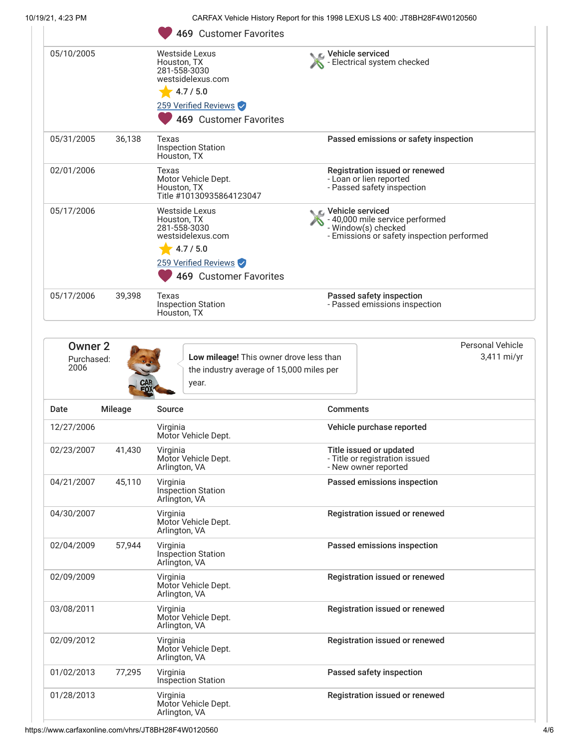| Date | Mileage | Source | Comments |
|---|---|---|---|
| | | 469 Customer Favorites | |
| 05/10/2005 | | Westside Lexus<br>Houston, TX<br>281-558-3030<br>westsidelexus.com<br>4.7 / 5.0<br>259 Verified Reviews<br>469 Customer Favorites | **Vehicle serviced**<br>- Electrical system checked |
| 05/31/2005 | 36,138 | Texas<br>Inspection Station<br>Houston, TX | **Passed emissions or safety inspection** |
| 02/01/2006 | | Texas<br>Motor Vehicle Dept.<br>Houston, TX<br>Title #10130935864123047 | **Registration issued or renewed**<br>- Loan or lien reported<br>- Passed safety inspection |
| 05/17/2006 | | Westside Lexus<br>Houston, TX<br>281-558-3030<br>westsidelexus.com<br>4.7 / 5.0<br>259 Verified Reviews<br>469 Customer Favorites | **Vehicle serviced**<br>- 40,000 mile service performed<br>- Window(s) checked<br>- Emissions or safety inspection performed |
| 05/17/2006 | 39,398 | Texas<br>Inspection Station<br>Houston, TX | **Passed safety inspection**<br>- Passed emissions inspection |

## Owner 2

Purchased: 2006

**Low mileage!** This owner drove less than the industry average of 15,000 miles per year.

Personal Vehicle
3,411 mi/yr

| Date | Mileage | Source | Comments |
|---|---|---|---|
| 12/27/2006 | | Virginia<br>Motor Vehicle Dept. | **Vehicle purchase reported** |
| 02/23/2007 | 41,430 | Virginia<br>Motor Vehicle Dept.<br>Arlington, VA | **Title issued or updated**<br>- Title or registration issued<br>- New owner reported |
| 04/21/2007 | 45,110 | Virginia<br>Inspection Station<br>Arlington, VA | **Passed emissions inspection** |
| 04/30/2007 | | Virginia<br>Motor Vehicle Dept.<br>Arlington, VA | **Registration issued or renewed** |
| 02/04/2009 | 57,944 | Virginia<br>Inspection Station<br>Arlington, VA | **Passed emissions inspection** |
| 02/09/2009 | | Virginia<br>Motor Vehicle Dept.<br>Arlington, VA | **Registration issued or renewed** |
| 03/08/2011 | | Virginia<br>Motor Vehicle Dept.<br>Arlington, VA | **Registration issued or renewed** |
| 02/09/2012 | | Virginia<br>Motor Vehicle Dept.<br>Arlington, VA | **Registration issued or renewed** |
| 01/02/2013 | 77,295 | Virginia<br>Inspection Station | **Passed safety inspection** |
| 01/28/2013 | | Virginia<br>Motor Vehicle Dept.<br>Arlington, VA | **Registration issued or renewed** |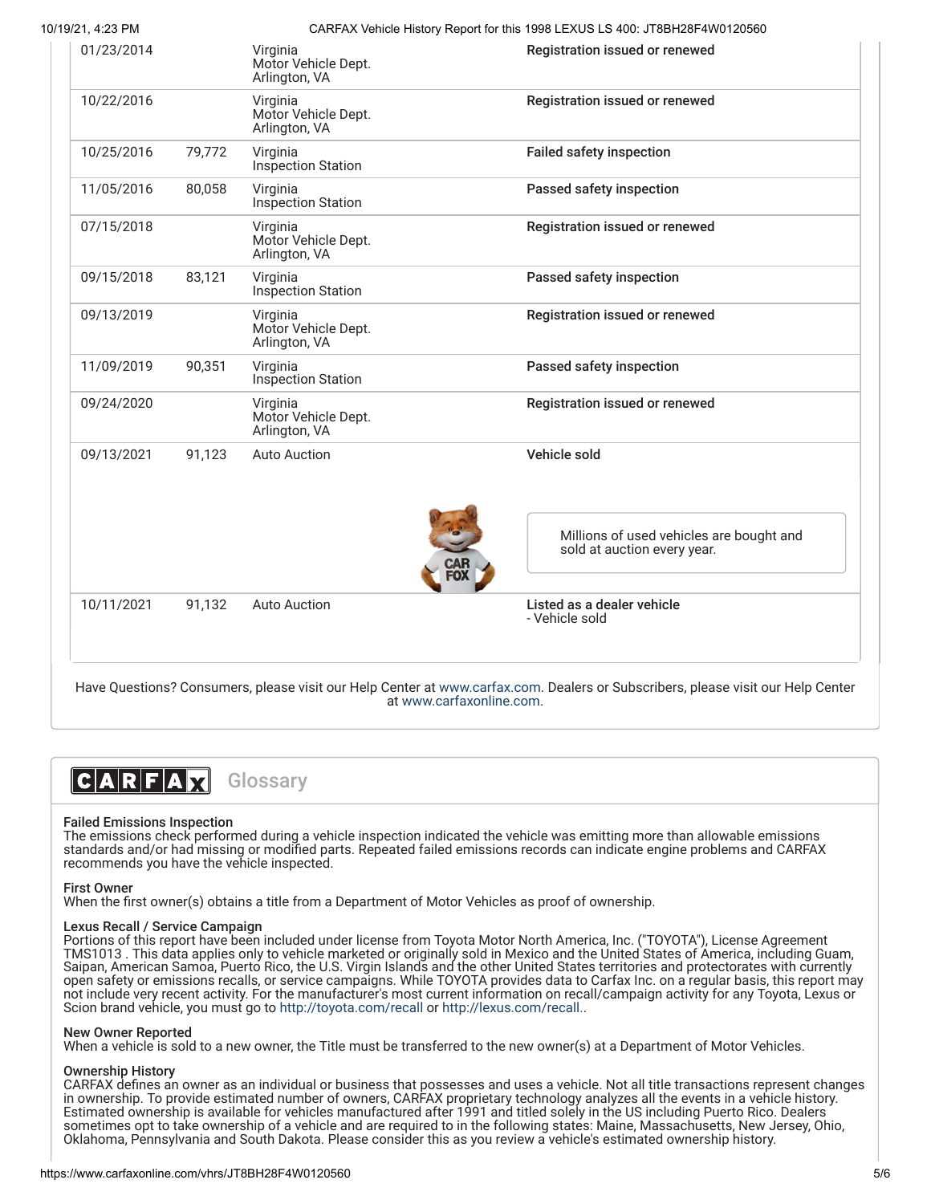| Date | Mileage | Source | Comments |
|---|---|---|---|
| 01/23/2014 | | Virginia Motor Vehicle Dept. Arlington, VA | Registration issued or renewed |
| 10/22/2016 | | Virginia Motor Vehicle Dept. Arlington, VA | Registration issued or renewed |
| 10/25/2016 | 79,772 | Virginia Inspection Station | Failed safety inspection |
| 11/05/2016 | 80,058 | Virginia Inspection Station | Passed safety inspection |
| 07/15/2018 | | Virginia Motor Vehicle Dept. Arlington, VA | Registration issued or renewed |
| 09/15/2018 | 83,121 | Virginia Inspection Station | Passed safety inspection |
| 09/13/2019 | | Virginia Motor Vehicle Dept. Arlington, VA | Registration issued or renewed |
| 11/09/2019 | 90,351 | Virginia Inspection Station | Passed safety inspection |
| 09/24/2020 | | Virginia Motor Vehicle Dept. Arlington, VA | Registration issued or renewed |
| 09/13/2021 | 91,123 | Auto Auction | Vehicle sold<br>Millions of used vehicles are bought and sold at auction every year. |
| 10/11/2021 | 91,132 | Auto Auction | Listed as a dealer vehicle<br>- Vehicle sold |

Have Questions? Consumers, please visit our Help Center at www.carfax.com. Dealers or Subscribers, please visit our Help Center at www.carfaxonline.com.

## CARFAX Glossary

**Failed Emissions Inspection**
The emissions check performed during a vehicle inspection indicated the vehicle was emitting more than allowable emissions standards and/or had missing or modified parts. Repeated failed emissions records can indicate engine problems and CARFAX recommends you have the vehicle inspected.

**First Owner**
When the first owner(s) obtains a title from a Department of Motor Vehicles as proof of ownership.

**Lexus Recall / Service Campaign**
Portions of this report have been included under license from Toyota Motor North America, Inc. ("TOYOTA"), License Agreement TMS1013 . This data applies only to vehicle marketed or originally sold in Mexico and the United States of America, including Guam, Saipan, American Samoa, Puerto Rico, the U.S. Virgin Islands and the other United States territories and protectorates with currently open safety or emissions recalls, or service campaigns. While TOYOTA provides data to Carfax Inc. on a regular basis, this report may not include very recent activity. For the manufacturer's most current information on recall/campaign activity for any Toyota, Lexus or Scion brand vehicle, you must go to http://toyota.com/recall or http://lexus.com/recall..

**New Owner Reported**
When a vehicle is sold to a new owner, the Title must be transferred to the new owner(s) at a Department of Motor Vehicles.

**Ownership History**
CARFAX defines an owner as an individual or business that possesses and uses a vehicle. Not all title transactions represent changes in ownership. To provide estimated number of owners, CARFAX proprietary technology analyzes all the events in a vehicle history. Estimated ownership is available for vehicles manufactured after 1991 and titled solely in the US including Puerto Rico. Dealers sometimes opt to take ownership of a vehicle and are required to in the following states: Maine, Massachusetts, New Jersey, Ohio, Oklahoma, Pennsylvania and South Dakota. Please consider this as you review a vehicle's estimated ownership history.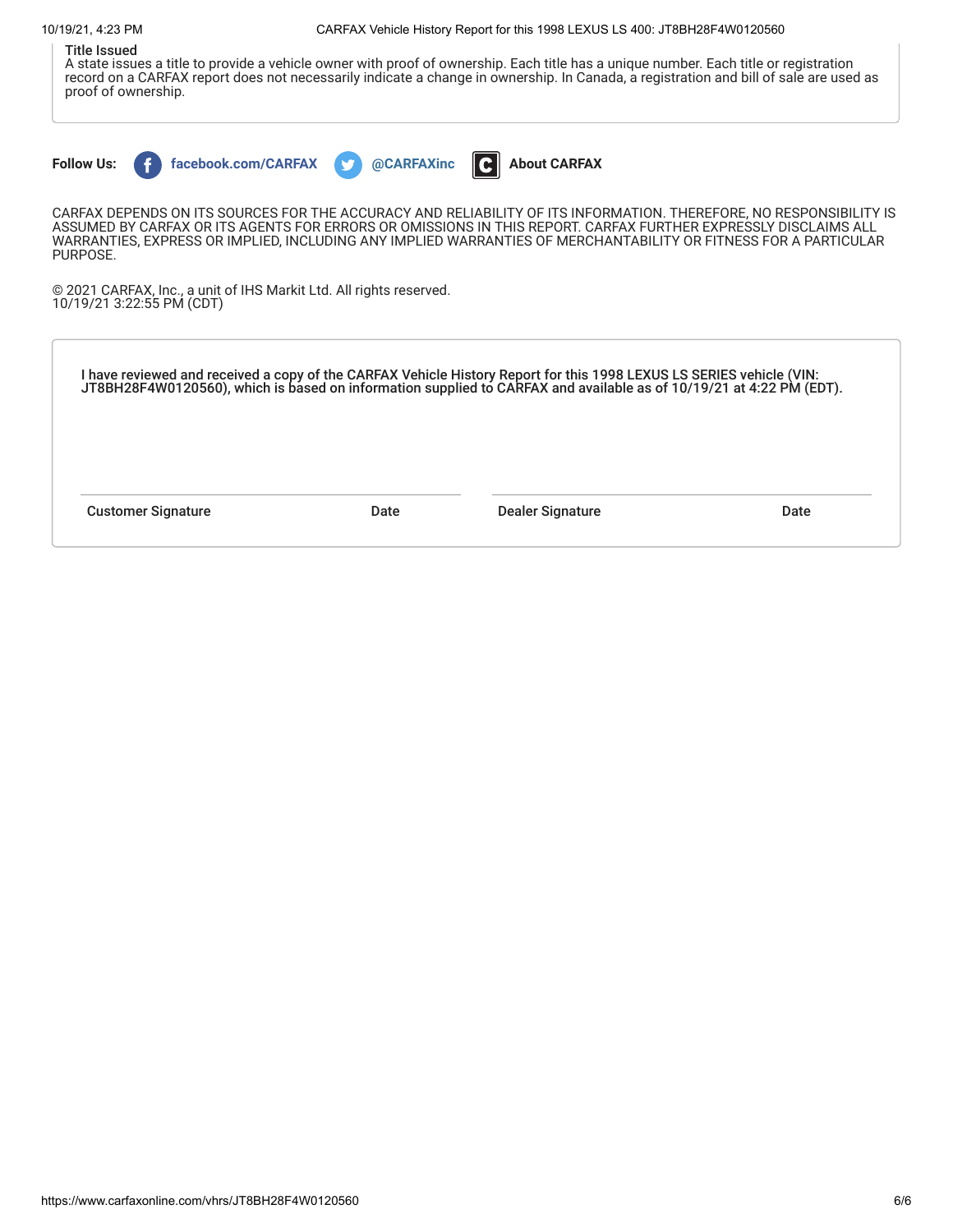**Title Issued**
A state issues a title to provide a vehicle owner with proof of ownership. Each title has a unique number. Each title or registration record on a CARFAX report does not necessarily indicate a change in ownership. In Canada, a registration and bill of sale are used as proof of ownership.

**Follow Us:** facebook.com/CARFAX @CARFAXinc **About CARFAX**

CARFAX DEPENDS ON ITS SOURCES FOR THE ACCURACY AND RELIABILITY OF ITS INFORMATION. THEREFORE, NO RESPONSIBILITY IS ASSUMED BY CARFAX OR ITS AGENTS FOR ERRORS OR OMISSIONS IN THIS REPORT. CARFAX FURTHER EXPRESSLY DISCLAIMS ALL WARRANTIES, EXPRESS OR IMPLIED, INCLUDING ANY IMPLIED WARRANTIES OF MERCHANTABILITY OR FITNESS FOR A PARTICULAR PURPOSE.

© 2021 CARFAX, Inc., a unit of IHS Markit Ltd. All rights reserved.
10/19/21 3:22:55 PM (CDT)

**I have reviewed and received a copy of the CARFAX Vehicle History Report for this 1998 LEXUS LS SERIES vehicle (VIN: JT8BH28F4W0120560), which is based on information supplied to CARFAX and available as of 10/19/21 at 4:22 PM (EDT).**

**Customer Signature** **Date** **Dealer Signature** **Date**